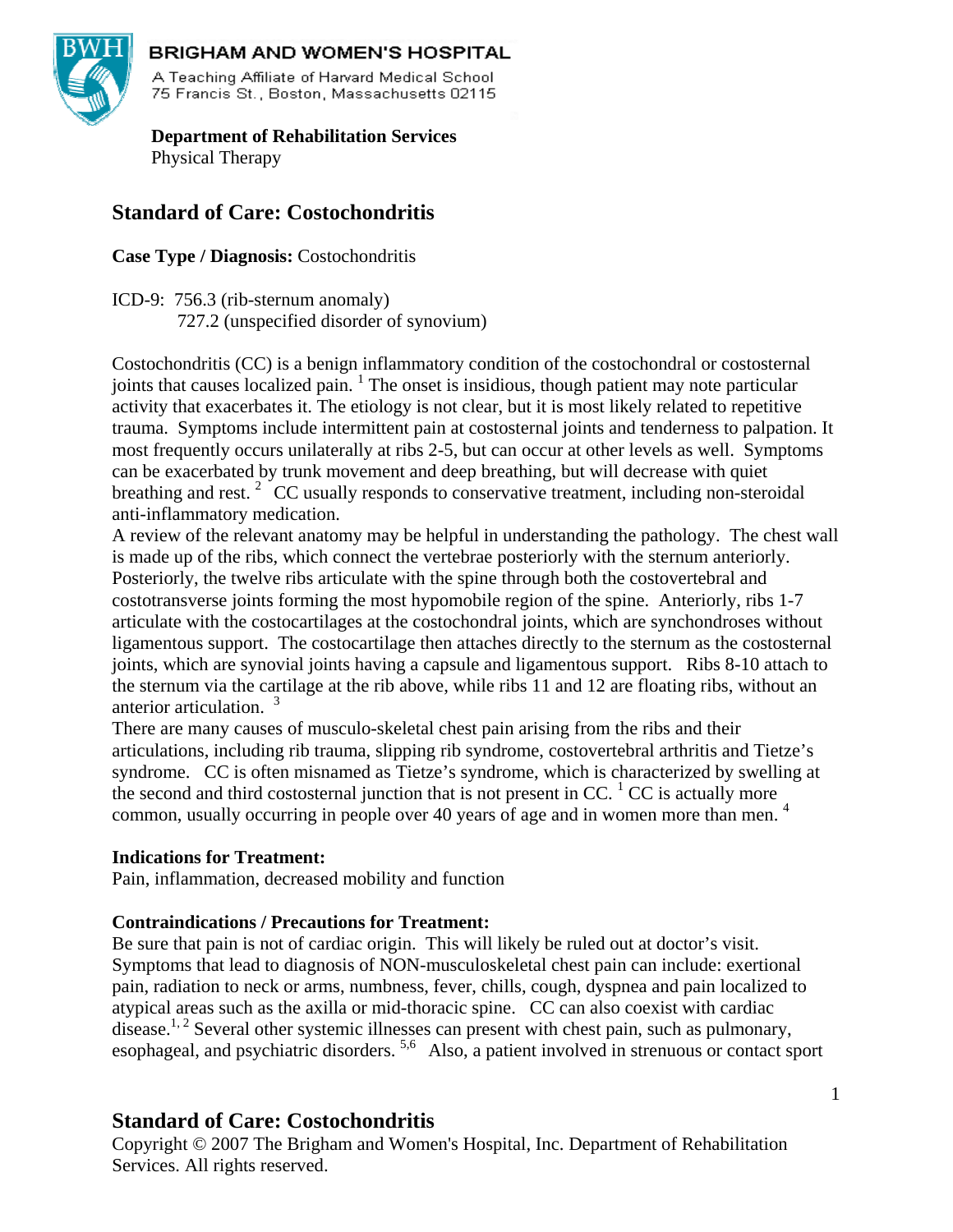**BRIGHAM AND WOMEN'S HOSPITAL**
A Teaching Affiliate of Harvard Medical School
75 Francis St., Boston, Massachusetts 02115

**Department of Rehabilitation Services**
Physical Therapy

## Standard of Care: Costochondritis

**Case Type / Diagnosis:** Costochondritis

ICD-9: 756.3 (rib-sternum anomaly)
727.2 (unspecified disorder of synovium)

Costochondritis (CC) is a benign inflammatory condition of the costochondral or costosternal joints that causes localized pain. [1] The onset is insidious, though patient may note particular activity that exacerbates it. The etiology is not clear, but it is most likely related to repetitive trauma. Symptoms include intermittent pain at costosternal joints and tenderness to palpation. It most frequently occurs unilaterally at ribs 2-5, but can occur at other levels as well. Symptoms can be exacerbated by trunk movement and deep breathing, but will decrease with quiet breathing and rest. [2] CC usually responds to conservative treatment, including non-steroidal anti-inflammatory medication.

A review of the relevant anatomy may be helpful in understanding the pathology. The chest wall is made up of the ribs, which connect the vertebrae posteriorly with the sternum anteriorly. Posteriorly, the twelve ribs articulate with the spine through both the costovertebral and costotransverse joints forming the most hypomobile region of the spine. Anteriorly, ribs 1-7 articulate with the costocartilages at the costochondral joints, which are synchondroses without ligamentous support. The costocartilage then attaches directly to the sternum as the costosternal joints, which are synovial joints having a capsule and ligamentous support. Ribs 8-10 attach to the sternum via the cartilage at the rib above, while ribs 11 and 12 are floating ribs, without an anterior articulation. [3]

There are many causes of musculo-skeletal chest pain arising from the ribs and their articulations, including rib trauma, slipping rib syndrome, costovertebral arthritis and Tietze's syndrome. CC is often misnamed as Tietze's syndrome, which is characterized by swelling at the second and third costosternal junction that is not present in CC. [1] CC is actually more common, usually occurring in people over 40 years of age and in women more than men. [4]

**Indications for Treatment:**
Pain, inflammation, decreased mobility and function

**Contraindications / Precautions for Treatment:**
Be sure that pain is not of cardiac origin. This will likely be ruled out at doctor's visit. Symptoms that lead to diagnosis of NON-musculoskeletal chest pain can include: exertional pain, radiation to neck or arms, numbness, fever, chills, cough, dyspnea and pain localized to atypical areas such as the axilla or mid-thoracic spine. CC can also coexist with cardiac disease.[1,2] Several other systemic illnesses can present with chest pain, such as pulmonary, esophageal, and psychiatric disorders. [5,6] Also, a patient involved in strenuous or contact sport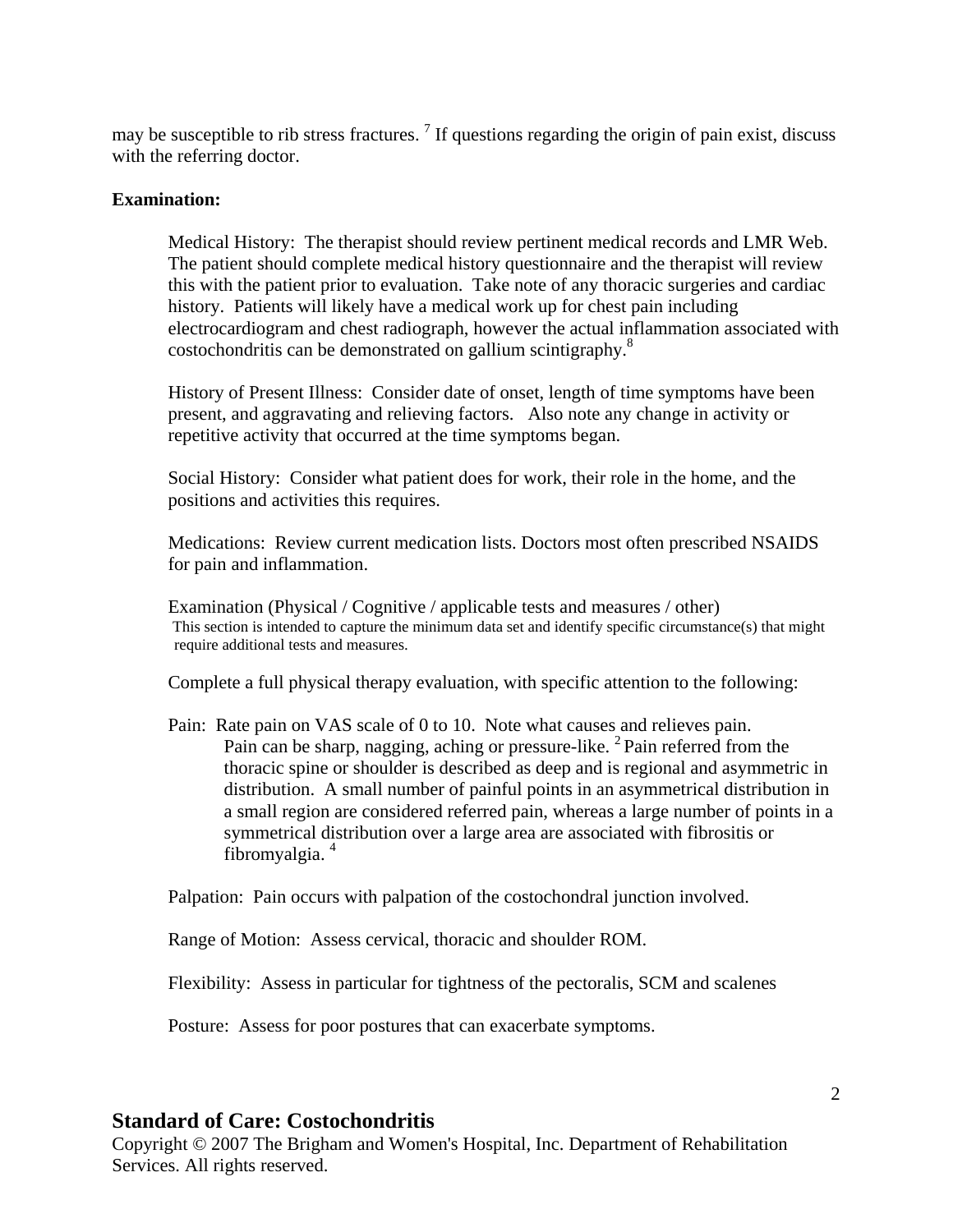may be susceptible to rib stress fractures.[7] If questions regarding the origin of pain exist, discuss with the referring doctor.

**Examination:**

Medical History: The therapist should review pertinent medical records and LMR Web. The patient should complete medical history questionnaire and the therapist will review this with the patient prior to evaluation. Take note of any thoracic surgeries and cardiac history. Patients will likely have a medical work up for chest pain including electrocardiogram and chest radiograph, however the actual inflammation associated with costochondritis can be demonstrated on gallium scintigraphy.[8]

History of Present Illness: Consider date of onset, length of time symptoms have been present, and aggravating and relieving factors. Also note any change in activity or repetitive activity that occurred at the time symptoms began.

Social History: Consider what patient does for work, their role in the home, and the positions and activities this requires.

Medications: Review current medication lists. Doctors most often prescribed NSAIDS for pain and inflammation.

Examination (Physical / Cognitive / applicable tests and measures / other)
This section is intended to capture the minimum data set and identify specific circumstance(s) that might require additional tests and measures.

Complete a full physical therapy evaluation, with specific attention to the following:

Pain: Rate pain on VAS scale of 0 to 10. Note what causes and relieves pain.
Pain can be sharp, nagging, aching or pressure-like.[2] Pain referred from the thoracic spine or shoulder is described as deep and is regional and asymmetric in distribution. A small number of painful points in an asymmetrical distribution in a small region are considered referred pain, whereas a large number of points in a symmetrical distribution over a large area are associated with fibrositis or fibromyalgia.[4]

Palpation: Pain occurs with palpation of the costochondral junction involved.

Range of Motion: Assess cervical, thoracic and shoulder ROM.

Flexibility: Assess in particular for tightness of the pectoralis, SCM and scalenes

Posture: Assess for poor postures that can exacerbate symptoms.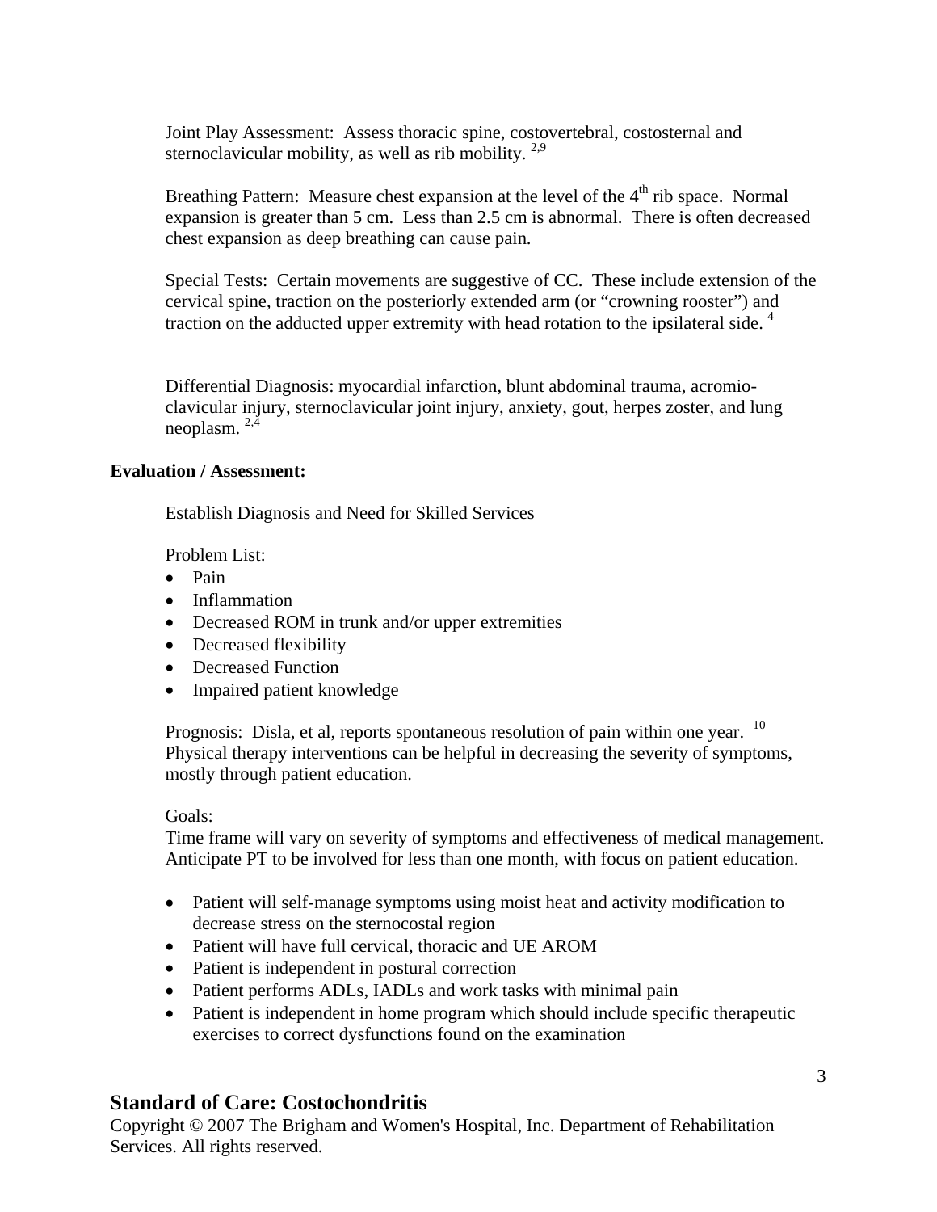Joint Play Assessment: Assess thoracic spine, costovertebral, costosternal and sternoclavicular mobility, as well as rib mobility. [2,9]

Breathing Pattern: Measure chest expansion at the level of the 4th rib space. Normal expansion is greater than 5 cm. Less than 2.5 cm is abnormal. There is often decreased chest expansion as deep breathing can cause pain.

Special Tests: Certain movements are suggestive of CC. These include extension of the cervical spine, traction on the posteriorly extended arm (or "crowning rooster") and traction on the adducted upper extremity with head rotation to the ipsilateral side. [4]

Differential Diagnosis: myocardial infarction, blunt abdominal trauma, acromio-clavicular injury, sternoclavicular joint injury, anxiety, gout, herpes zoster, and lung neoplasm. [2,4]

**Evaluation / Assessment:**

Establish Diagnosis and Need for Skilled Services

Problem List:

- Pain
- Inflammation
- Decreased ROM in trunk and/or upper extremities
- Decreased flexibility
- Decreased Function
- Impaired patient knowledge

Prognosis: Disla, et al, reports spontaneous resolution of pain within one year. [10] Physical therapy interventions can be helpful in decreasing the severity of symptoms, mostly through patient education.

Goals:
Time frame will vary on severity of symptoms and effectiveness of medical management. Anticipate PT to be involved for less than one month, with focus on patient education.

- Patient will self-manage symptoms using moist heat and activity modification to decrease stress on the sternocostal region
- Patient will have full cervical, thoracic and UE AROM
- Patient is independent in postural correction
- Patient performs ADLs, IADLs and work tasks with minimal pain
- Patient is independent in home program which should include specific therapeutic exercises to correct dysfunctions found on the examination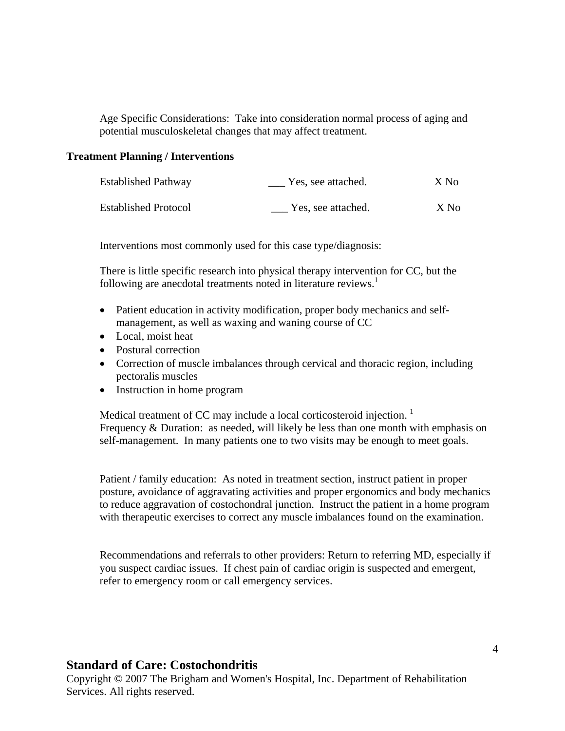Age Specific Considerations: Take into consideration normal process of aging and potential musculoskeletal changes that may affect treatment.

**Treatment Planning / Interventions**

| | | |
|---|---|---|
| Established Pathway | ___ Yes, see attached. | X No |
| Established Protocol | ___ Yes, see attached. | X No |

Interventions most commonly used for this case type/diagnosis:

There is little specific research into physical therapy intervention for CC, but the following are anecdotal treatments noted in literature reviews.[1]

- Patient education in activity modification, proper body mechanics and self-management, as well as waxing and waning course of CC
- Local, moist heat
- Postural correction
- Correction of muscle imbalances through cervical and thoracic region, including pectoralis muscles
- Instruction in home program

Medical treatment of CC may include a local corticosteroid injection. [1]
Frequency & Duration: as needed, will likely be less than one month with emphasis on self-management. In many patients one to two visits may be enough to meet goals.

Patient / family education: As noted in treatment section, instruct patient in proper posture, avoidance of aggravating activities and proper ergonomics and body mechanics to reduce aggravation of costochondral junction. Instruct the patient in a home program with therapeutic exercises to correct any muscle imbalances found on the examination.

Recommendations and referrals to other providers: Return to referring MD, especially if you suspect cardiac issues. If chest pain of cardiac origin is suspected and emergent, refer to emergency room or call emergency services.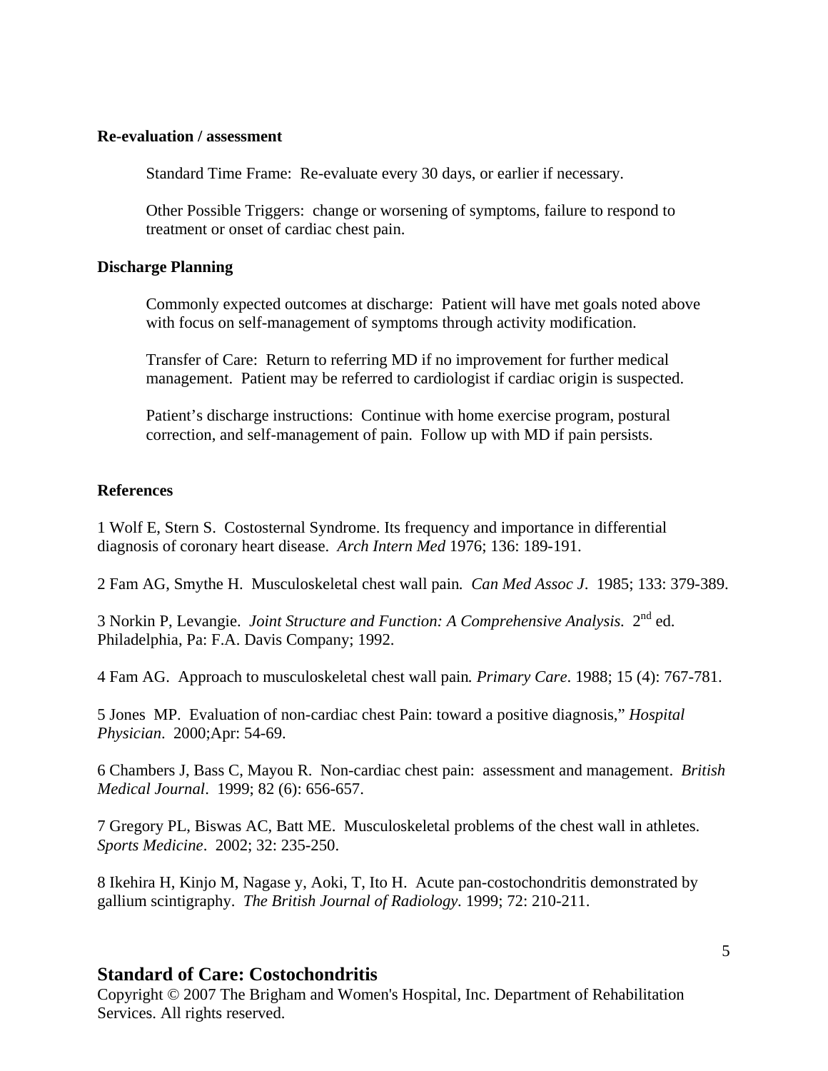**Re-evaluation / assessment**

Standard Time Frame: Re-evaluate every 30 days, or earlier if necessary.

Other Possible Triggers: change or worsening of symptoms, failure to respond to treatment or onset of cardiac chest pain.

**Discharge Planning**

Commonly expected outcomes at discharge: Patient will have met goals noted above with focus on self-management of symptoms through activity modification.

Transfer of Care: Return to referring MD if no improvement for further medical management. Patient may be referred to cardiologist if cardiac origin is suspected.

Patient's discharge instructions: Continue with home exercise program, postural correction, and self-management of pain. Follow up with MD if pain persists.

**References**

1 Wolf E, Stern S. Costosternal Syndrome. Its frequency and importance in differential diagnosis of coronary heart disease. *Arch Intern Med* 1976; 136: 189-191.

2 Fam AG, Smythe H. Musculoskeletal chest wall pain*. Can Med Assoc J*. 1985; 133: 379-389.

3 Norkin P, Levangie. *Joint Structure and Function: A Comprehensive Analysis.* 2nd ed. Philadelphia, Pa: F.A. Davis Company; 1992.

4 Fam AG. Approach to musculoskeletal chest wall pain*. Primary Care*. 1988; 15 (4): 767-781.

5 Jones MP. Evaluation of non-cardiac chest Pain: toward a positive diagnosis," *Hospital Physician*. 2000;Apr: 54-69.

6 Chambers J, Bass C, Mayou R. Non-cardiac chest pain: assessment and management. *British Medical Journal*. 1999; 82 (6): 656-657.

7 Gregory PL, Biswas AC, Batt ME. Musculoskeletal problems of the chest wall in athletes. *Sports Medicine*. 2002; 32: 235-250.

8 Ikehira H, Kinjo M, Nagase y, Aoki, T, Ito H. Acute pan-costochondritis demonstrated by gallium scintigraphy. *The British Journal of Radiology.* 1999; 72: 210-211.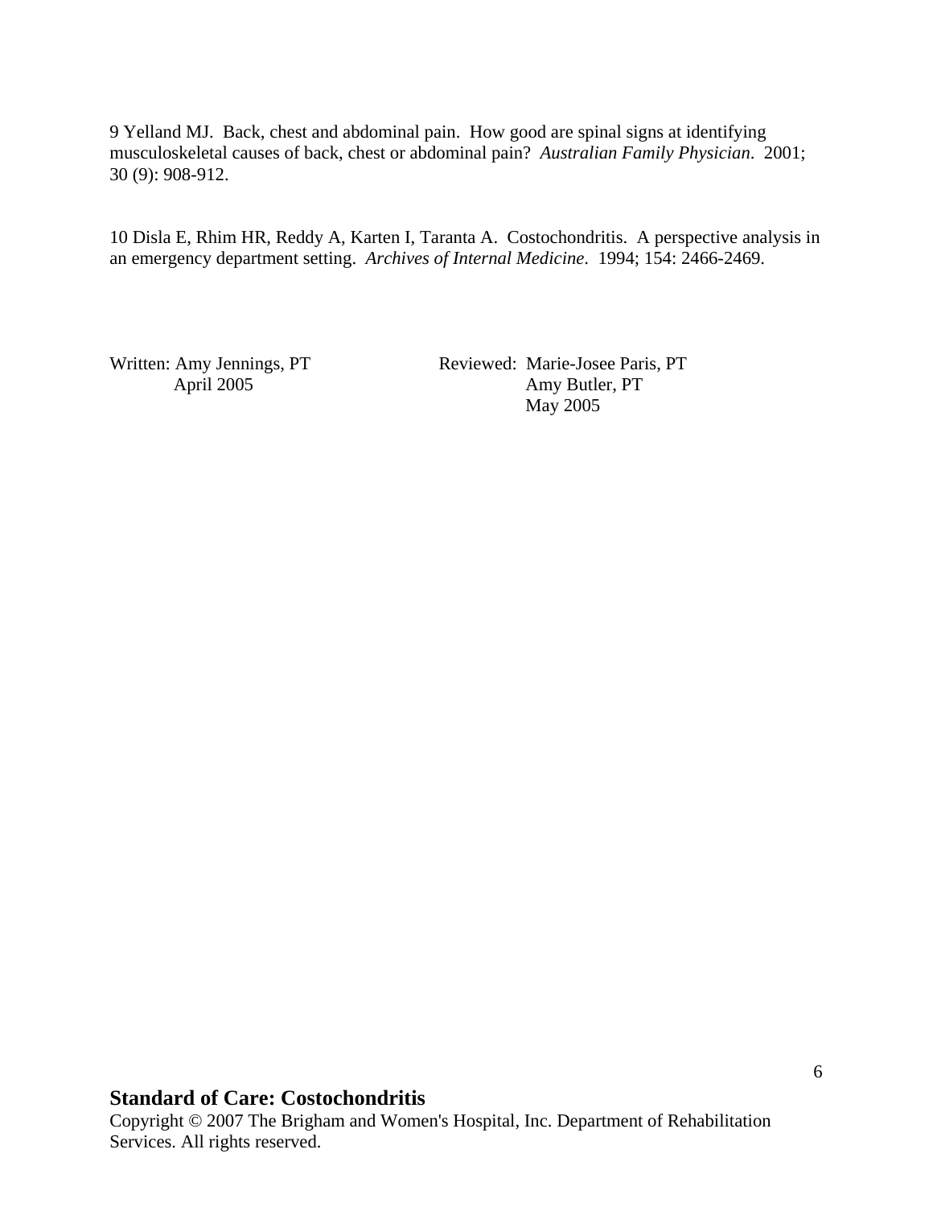9 Yelland MJ. Back, chest and abdominal pain. How good are spinal signs at identifying musculoskeletal causes of back, chest or abdominal pain? *Australian Family Physician*. 2001; 30 (9): 908-912.

10 Disla E, Rhim HR, Reddy A, Karten I, Taranta A. Costochondritis. A perspective analysis in an emergency department setting. *Archives of Internal Medicine*. 1994; 154: 2466-2469.

Written: Amy Jennings, PT
April 2005

Reviewed: Marie-Josee Paris, PT
Amy Butler, PT
May 2005